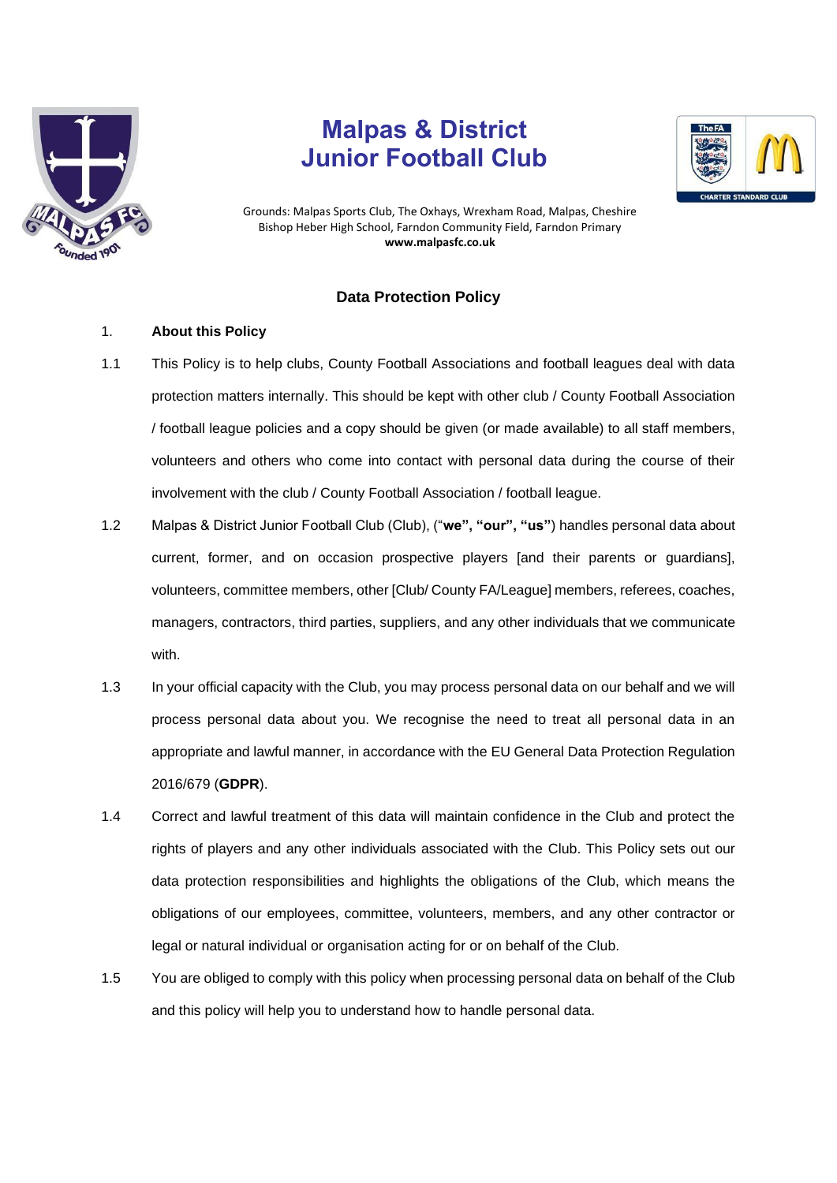# Malpas & District Junior Football Club

Grounds: Malpas Sports Club, The Oxhays, Wrexham Road, Malpas, Cheshire
Bishop Heber High School, Farndon Community Field, Farndon Primary
**www.malpasfc.co.uk**

## Data Protection Policy

1. **About this Policy**

1.1 This Policy is to help clubs, County Football Associations and football leagues deal with data protection matters internally. This should be kept with other club / County Football Association / football league policies and a copy should be given (or made available) to all staff members, volunteers and others who come into contact with personal data during the course of their involvement with the club / County Football Association / football league.

1.2 Malpas & District Junior Football Club (Club), ("**we", "our", "us"**) handles personal data about current, former, and on occasion prospective players [and their parents or guardians], volunteers, committee members, other [Club/ County FA/League] members, referees, coaches, managers, contractors, third parties, suppliers, and any other individuals that we communicate with.

1.3 In your official capacity with the Club, you may process personal data on our behalf and we will process personal data about you. We recognise the need to treat all personal data in an appropriate and lawful manner, in accordance with the EU General Data Protection Regulation 2016/679 (**GDPR**).

1.4 Correct and lawful treatment of this data will maintain confidence in the Club and protect the rights of players and any other individuals associated with the Club. This Policy sets out our data protection responsibilities and highlights the obligations of the Club, which means the obligations of our employees, committee, volunteers, members, and any other contractor or legal or natural individual or organisation acting for or on behalf of the Club.

1.5 You are obliged to comply with this policy when processing personal data on behalf of the Club and this policy will help you to understand how to handle personal data.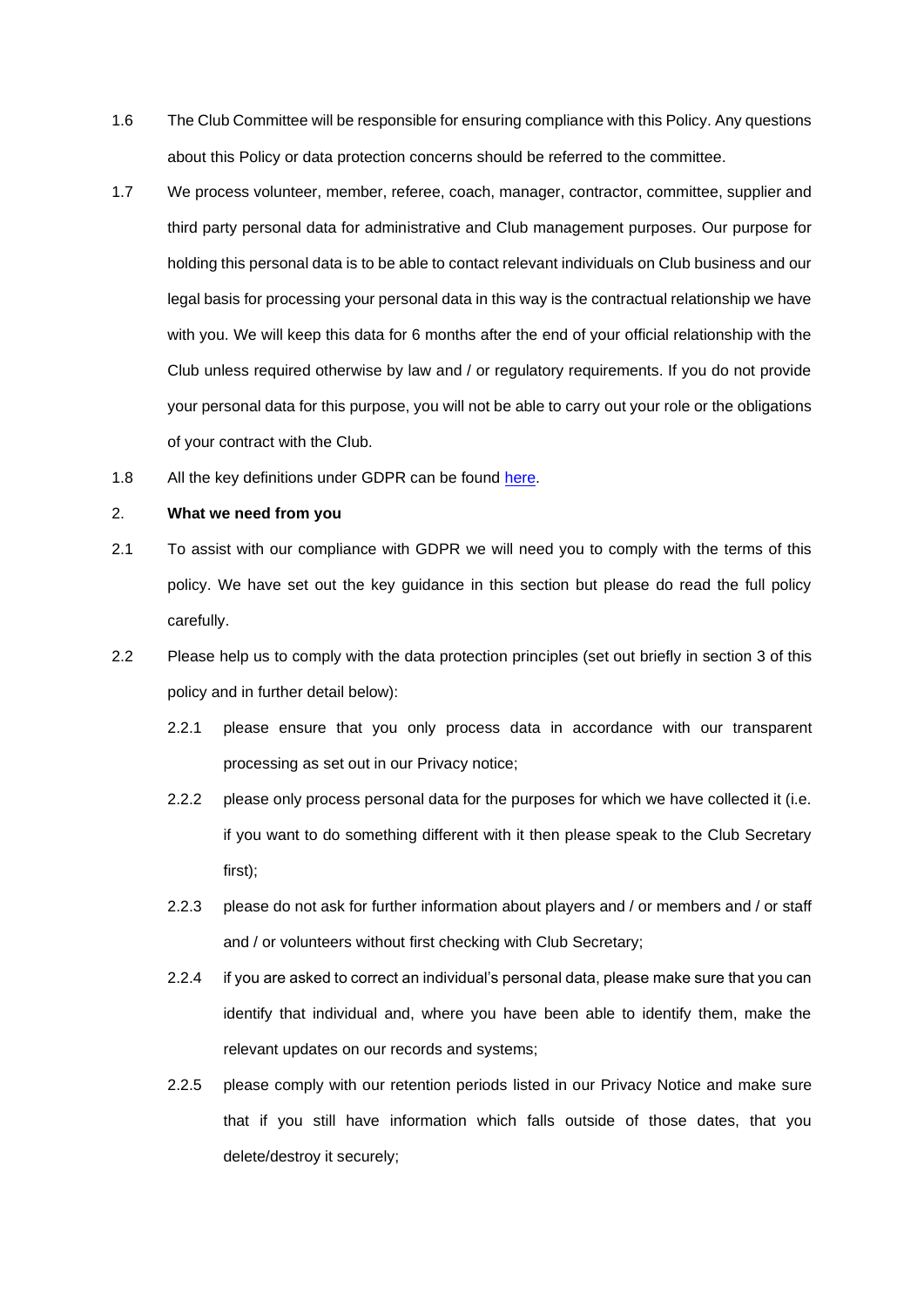1.6 The Club Committee will be responsible for ensuring compliance with this Policy. Any questions about this Policy or data protection concerns should be referred to the committee.

1.7 We process volunteer, member, referee, coach, manager, contractor, committee, supplier and third party personal data for administrative and Club management purposes. Our purpose for holding this personal data is to be able to contact relevant individuals on Club business and our legal basis for processing your personal data in this way is the contractual relationship we have with you. We will keep this data for 6 months after the end of your official relationship with the Club unless required otherwise by law and / or regulatory requirements. If you do not provide your personal data for this purpose, you will not be able to carry out your role or the obligations of your contract with the Club.

1.8 All the key definitions under GDPR can be found here.

## 2. What we need from you

2.1 To assist with our compliance with GDPR we will need you to comply with the terms of this policy. We have set out the key guidance in this section but please do read the full policy carefully.

2.2 Please help us to comply with the data protection principles (set out briefly in section 3 of this policy and in further detail below):

2.2.1 please ensure that you only process data in accordance with our transparent processing as set out in our Privacy notice;

2.2.2 please only process personal data for the purposes for which we have collected it (i.e. if you want to do something different with it then please speak to the Club Secretary first);

2.2.3 please do not ask for further information about players and / or members and / or staff and / or volunteers without first checking with Club Secretary;

2.2.4 if you are asked to correct an individual's personal data, please make sure that you can identify that individual and, where you have been able to identify them, make the relevant updates on our records and systems;

2.2.5 please comply with our retention periods listed in our Privacy Notice and make sure that if you still have information which falls outside of those dates, that you delete/destroy it securely;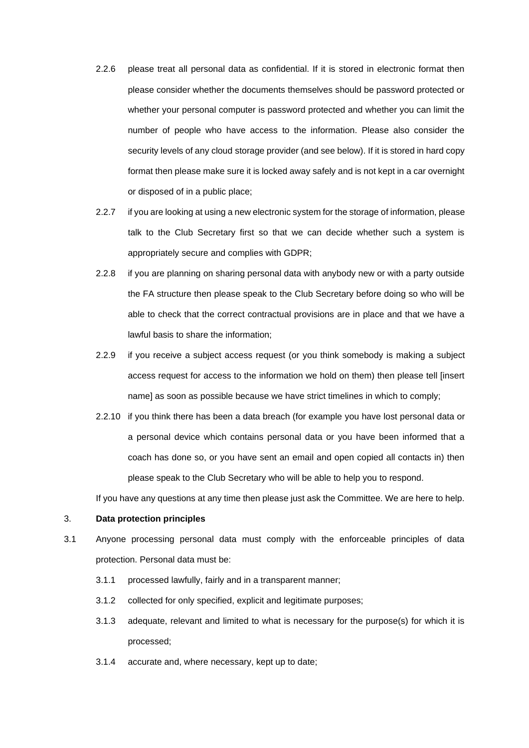2.2.6 please treat all personal data as confidential. If it is stored in electronic format then please consider whether the documents themselves should be password protected or whether your personal computer is password protected and whether you can limit the number of people who have access to the information. Please also consider the security levels of any cloud storage provider (and see below). If it is stored in hard copy format then please make sure it is locked away safely and is not kept in a car overnight or disposed of in a public place;

2.2.7 if you are looking at using a new electronic system for the storage of information, please talk to the Club Secretary first so that we can decide whether such a system is appropriately secure and complies with GDPR;

2.2.8 if you are planning on sharing personal data with anybody new or with a party outside the FA structure then please speak to the Club Secretary before doing so who will be able to check that the correct contractual provisions are in place and that we have a lawful basis to share the information;

2.2.9 if you receive a subject access request (or you think somebody is making a subject access request for access to the information we hold on them) then please tell [insert name] as soon as possible because we have strict timelines in which to comply;

2.2.10 if you think there has been a data breach (for example you have lost personal data or a personal device which contains personal data or you have been informed that a coach has done so, or you have sent an email and open copied all contacts in) then please speak to the Club Secretary who will be able to help you to respond.

If you have any questions at any time then please just ask the Committee. We are here to help.

## 3. Data protection principles

3.1 Anyone processing personal data must comply with the enforceable principles of data protection. Personal data must be:

3.1.1 processed lawfully, fairly and in a transparent manner;

3.1.2 collected for only specified, explicit and legitimate purposes;

3.1.3 adequate, relevant and limited to what is necessary for the purpose(s) for which it is processed;

3.1.4 accurate and, where necessary, kept up to date;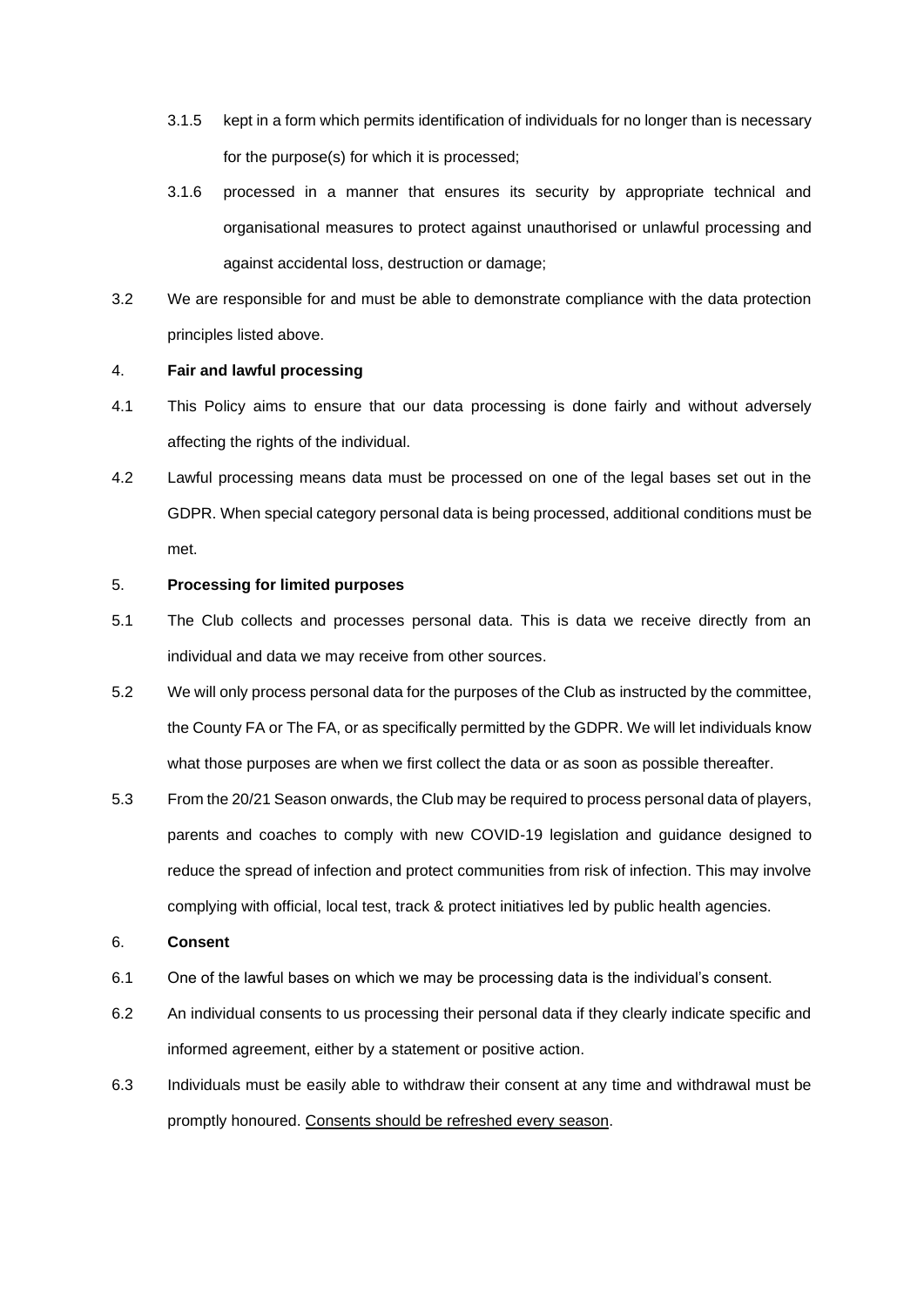3.1.5 kept in a form which permits identification of individuals for no longer than is necessary for the purpose(s) for which it is processed;

3.1.6 processed in a manner that ensures its security by appropriate technical and organisational measures to protect against unauthorised or unlawful processing and against accidental loss, destruction or damage;

3.2 We are responsible for and must be able to demonstrate compliance with the data protection principles listed above.

4. **Fair and lawful processing**

4.1 This Policy aims to ensure that our data processing is done fairly and without adversely affecting the rights of the individual.

4.2 Lawful processing means data must be processed on one of the legal bases set out in the GDPR. When special category personal data is being processed, additional conditions must be met.

5. **Processing for limited purposes**

5.1 The Club collects and processes personal data. This is data we receive directly from an individual and data we may receive from other sources.

5.2 We will only process personal data for the purposes of the Club as instructed by the committee, the County FA or The FA, or as specifically permitted by the GDPR. We will let individuals know what those purposes are when we first collect the data or as soon as possible thereafter.

5.3 From the 20/21 Season onwards, the Club may be required to process personal data of players, parents and coaches to comply with new COVID-19 legislation and guidance designed to reduce the spread of infection and protect communities from risk of infection. This may involve complying with official, local test, track & protect initiatives led by public health agencies.

6. **Consent**

6.1 One of the lawful bases on which we may be processing data is the individual's consent.

6.2 An individual consents to us processing their personal data if they clearly indicate specific and informed agreement, either by a statement or positive action.

6.3 Individuals must be easily able to withdraw their consent at any time and withdrawal must be promptly honoured. <u>Consents should be refreshed every season</u>.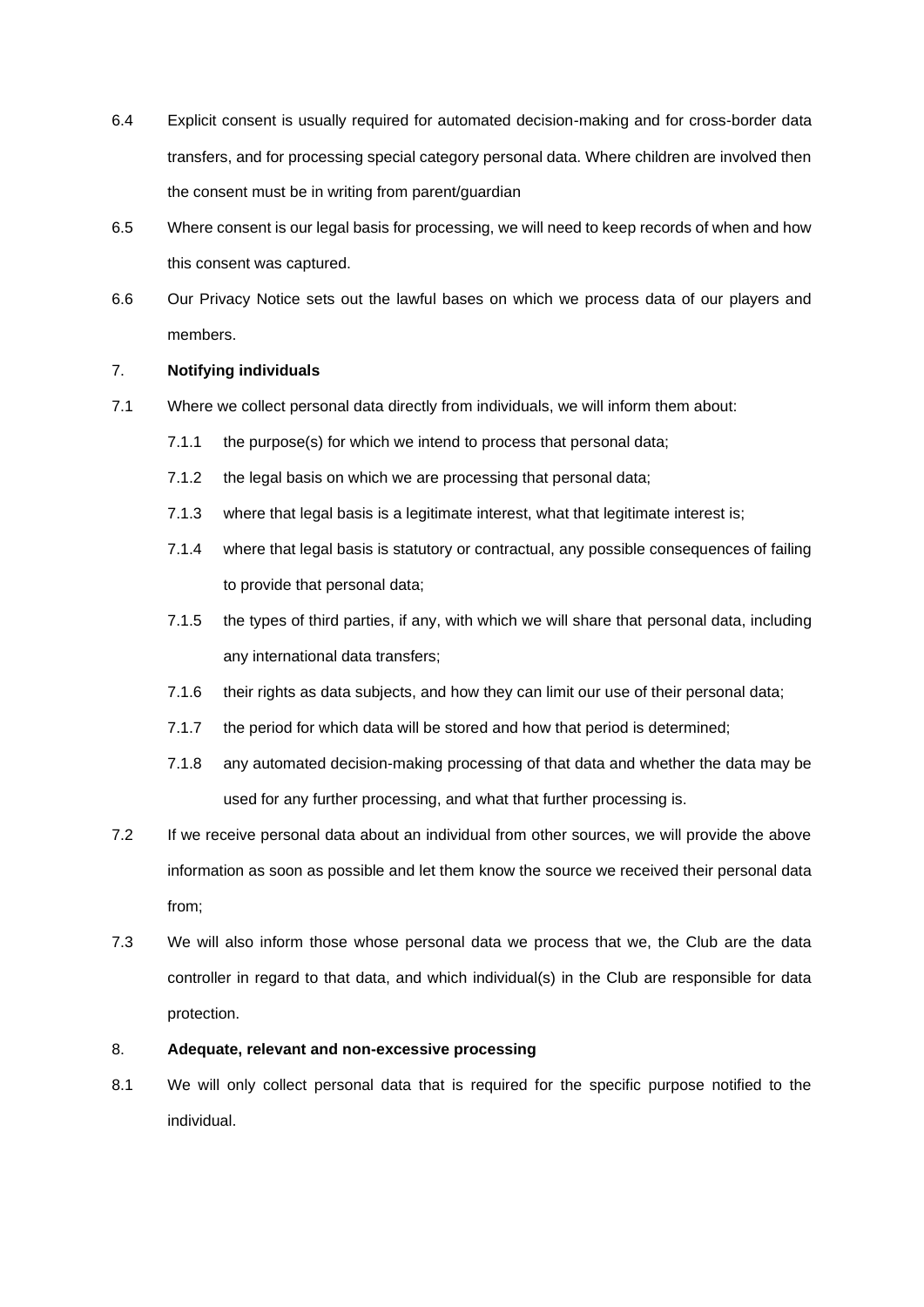6.4 Explicit consent is usually required for automated decision-making and for cross-border data transfers, and for processing special category personal data. Where children are involved then the consent must be in writing from parent/guardian

6.5 Where consent is our legal basis for processing, we will need to keep records of when and how this consent was captured.

6.6 Our Privacy Notice sets out the lawful bases on which we process data of our players and members.

7. **Notifying individuals**

7.1 Where we collect personal data directly from individuals, we will inform them about:

7.1.1 the purpose(s) for which we intend to process that personal data;

7.1.2 the legal basis on which we are processing that personal data;

7.1.3 where that legal basis is a legitimate interest, what that legitimate interest is;

7.1.4 where that legal basis is statutory or contractual, any possible consequences of failing to provide that personal data;

7.1.5 the types of third parties, if any, with which we will share that personal data, including any international data transfers;

7.1.6 their rights as data subjects, and how they can limit our use of their personal data;

7.1.7 the period for which data will be stored and how that period is determined;

7.1.8 any automated decision-making processing of that data and whether the data may be used for any further processing, and what that further processing is.

7.2 If we receive personal data about an individual from other sources, we will provide the above information as soon as possible and let them know the source we received their personal data from;

7.3 We will also inform those whose personal data we process that we, the Club are the data controller in regard to that data, and which individual(s) in the Club are responsible for data protection.

8. **Adequate, relevant and non-excessive processing**

8.1 We will only collect personal data that is required for the specific purpose notified to the individual.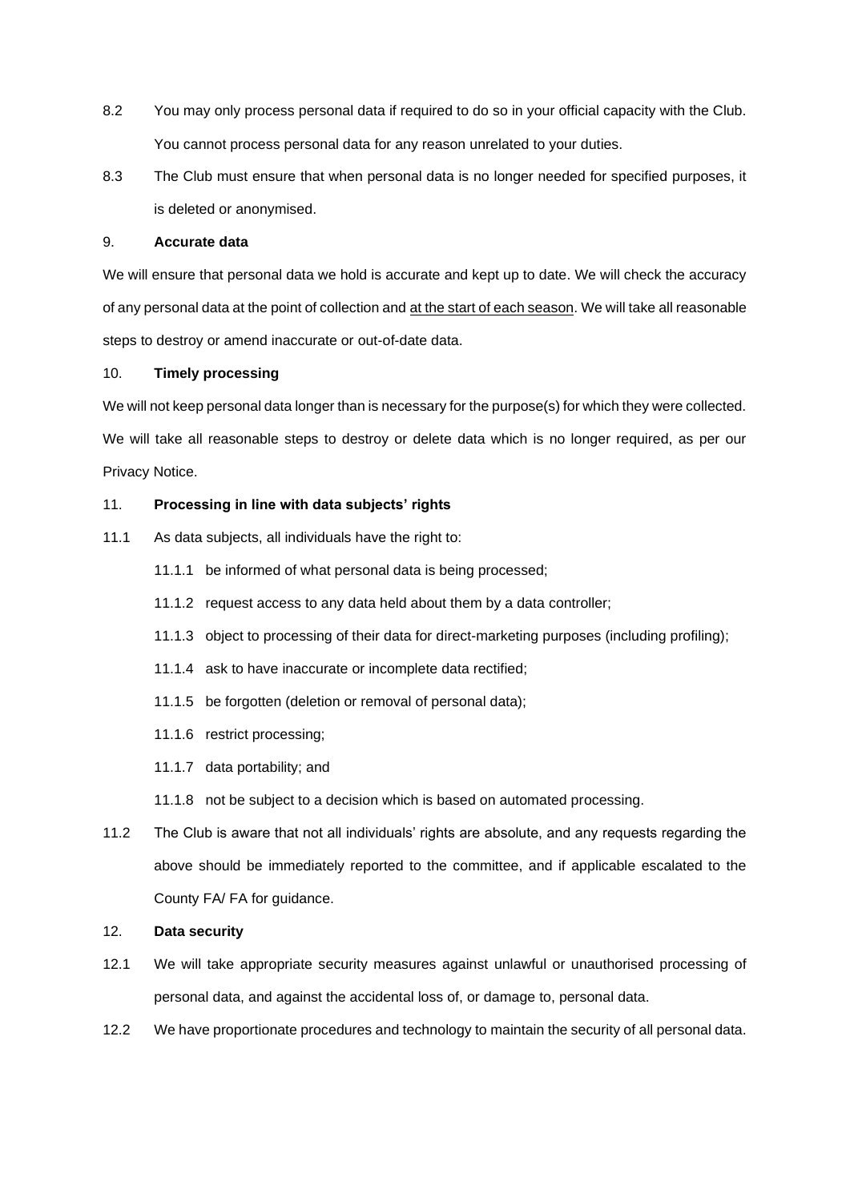8.2 You may only process personal data if required to do so in your official capacity with the Club. You cannot process personal data for any reason unrelated to your duties.

8.3 The Club must ensure that when personal data is no longer needed for specified purposes, it is deleted or anonymised.

9. **Accurate data**

We will ensure that personal data we hold is accurate and kept up to date. We will check the accuracy of any personal data at the point of collection and <u>at the start of each season</u>. We will take all reasonable steps to destroy or amend inaccurate or out-of-date data.

10. **Timely processing**

We will not keep personal data longer than is necessary for the purpose(s) for which they were collected. We will take all reasonable steps to destroy or delete data which is no longer required, as per our Privacy Notice.

11. **Processing in line with data subjects' rights**

11.1 As data subjects, all individuals have the right to:

- 11.1.1 be informed of what personal data is being processed;
- 11.1.2 request access to any data held about them by a data controller;
- 11.1.3 object to processing of their data for direct-marketing purposes (including profiling);
- 11.1.4 ask to have inaccurate or incomplete data rectified;
- 11.1.5 be forgotten (deletion or removal of personal data);
- 11.1.6 restrict processing;
- 11.1.7 data portability; and
- 11.1.8 not be subject to a decision which is based on automated processing.

11.2 The Club is aware that not all individuals' rights are absolute, and any requests regarding the above should be immediately reported to the committee, and if applicable escalated to the County FA/ FA for guidance.

12. **Data security**

12.1 We will take appropriate security measures against unlawful or unauthorised processing of personal data, and against the accidental loss of, or damage to, personal data.

12.2 We have proportionate procedures and technology to maintain the security of all personal data.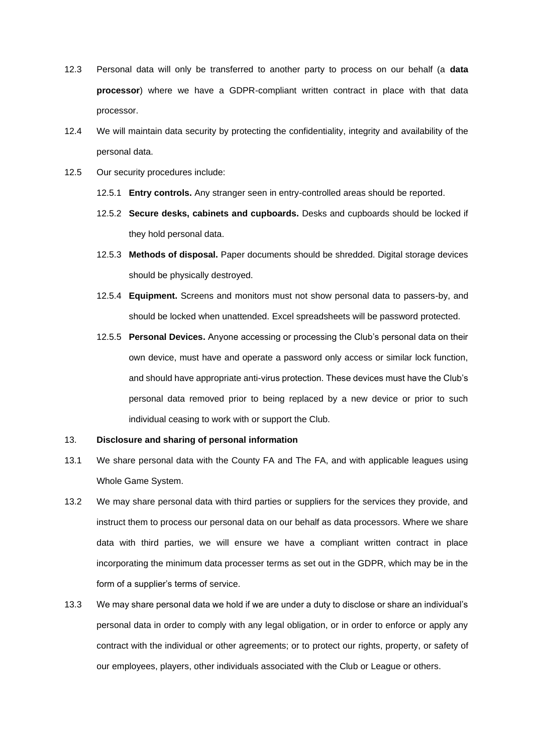12.3 Personal data will only be transferred to another party to process on our behalf (a **data processor**) where we have a GDPR-compliant written contract in place with that data processor.

12.4 We will maintain data security by protecting the confidentiality, integrity and availability of the personal data.

12.5 Our security procedures include:

12.5.1 **Entry controls.** Any stranger seen in entry-controlled areas should be reported.

12.5.2 **Secure desks, cabinets and cupboards.** Desks and cupboards should be locked if they hold personal data.

12.5.3 **Methods of disposal.** Paper documents should be shredded. Digital storage devices should be physically destroyed.

12.5.4 **Equipment.** Screens and monitors must not show personal data to passers-by, and should be locked when unattended. Excel spreadsheets will be password protected.

12.5.5 **Personal Devices.** Anyone accessing or processing the Club's personal data on their own device, must have and operate a password only access or similar lock function, and should have appropriate anti-virus protection. These devices must have the Club's personal data removed prior to being replaced by a new device or prior to such individual ceasing to work with or support the Club.

## 13. Disclosure and sharing of personal information

13.1 We share personal data with the County FA and The FA, and with applicable leagues using Whole Game System.

13.2 We may share personal data with third parties or suppliers for the services they provide, and instruct them to process our personal data on our behalf as data processors. Where we share data with third parties, we will ensure we have a compliant written contract in place incorporating the minimum data processer terms as set out in the GDPR, which may be in the form of a supplier's terms of service.

13.3 We may share personal data we hold if we are under a duty to disclose or share an individual's personal data in order to comply with any legal obligation, or in order to enforce or apply any contract with the individual or other agreements; or to protect our rights, property, or safety of our employees, players, other individuals associated with the Club or League or others.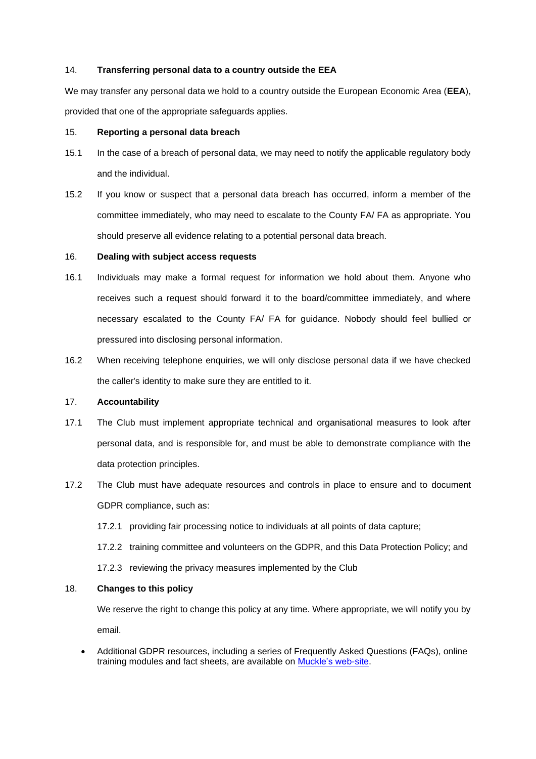## 14. **Transferring personal data to a country outside the EEA**

We may transfer any personal data we hold to a country outside the European Economic Area (**EEA**), provided that one of the appropriate safeguards applies.

## 15. **Reporting a personal data breach**

15.1 In the case of a breach of personal data, we may need to notify the applicable regulatory body and the individual.

15.2 If you know or suspect that a personal data breach has occurred, inform a member of the committee immediately, who may need to escalate to the County FA/ FA as appropriate. You should preserve all evidence relating to a potential personal data breach.

## 16. **Dealing with subject access requests**

16.1 Individuals may make a formal request for information we hold about them. Anyone who receives such a request should forward it to the board/committee immediately, and where necessary escalated to the County FA/ FA for guidance. Nobody should feel bullied or pressured into disclosing personal information.

16.2 When receiving telephone enquiries, we will only disclose personal data if we have checked the caller's identity to make sure they are entitled to it.

## 17. **Accountability**

17.1 The Club must implement appropriate technical and organisational measures to look after personal data, and is responsible for, and must be able to demonstrate compliance with the data protection principles.

17.2 The Club must have adequate resources and controls in place to ensure and to document GDPR compliance, such as:

17.2.1 providing fair processing notice to individuals at all points of data capture;

17.2.2 training committee and volunteers on the GDPR, and this Data Protection Policy; and

17.2.3 reviewing the privacy measures implemented by the Club

## 18. **Changes to this policy**

We reserve the right to change this policy at any time. Where appropriate, we will notify you by email.

- Additional GDPR resources, including a series of Frequently Asked Questions (FAQs), online training modules and fact sheets, are available on Muckle's web-site.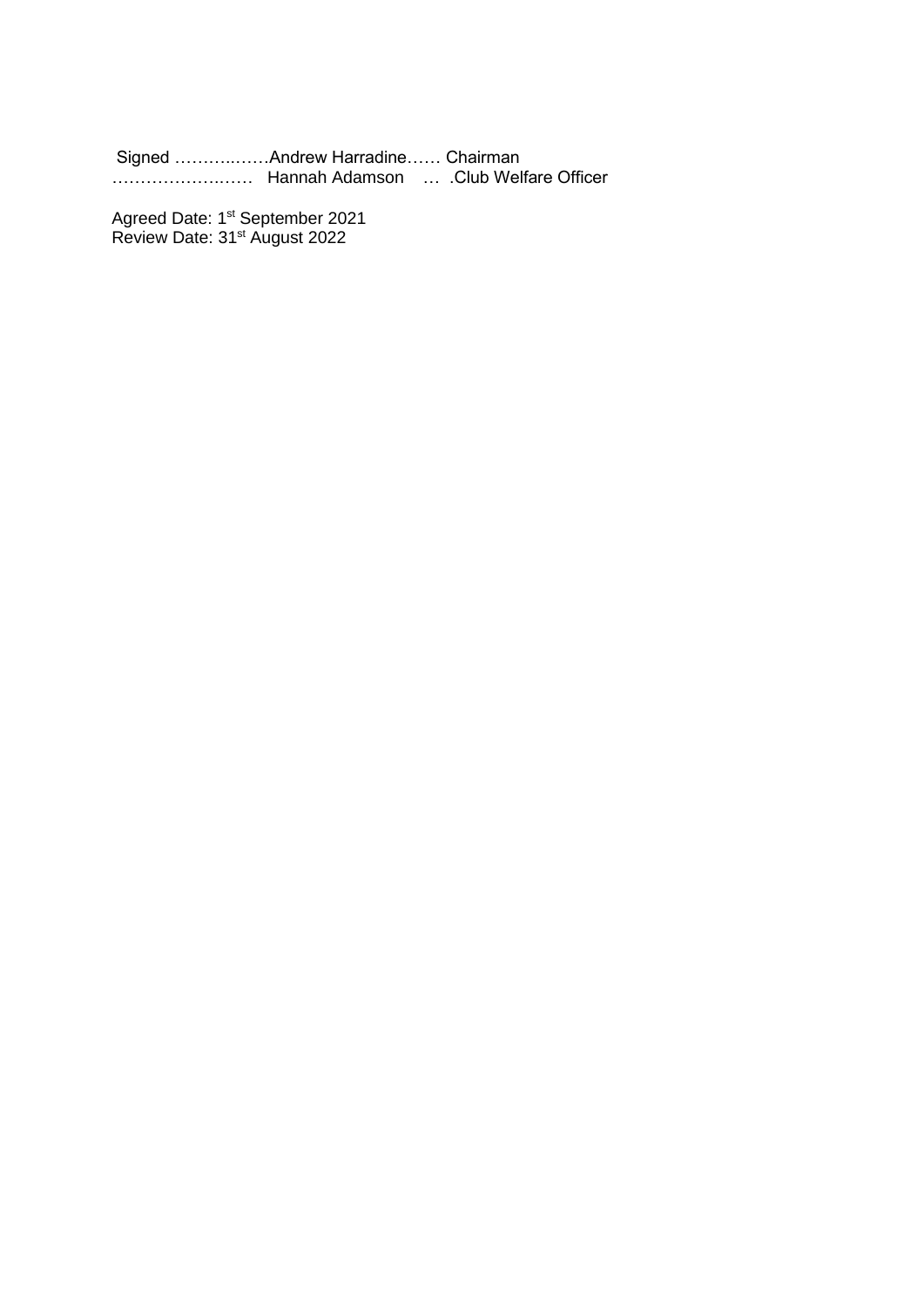Signed …………..……Andrew Harradine…… Chairman
……………….…… Hannah Adamson … .Club Welfare Officer

Agreed Date: 1st September 2021
Review Date: 31st August 2022